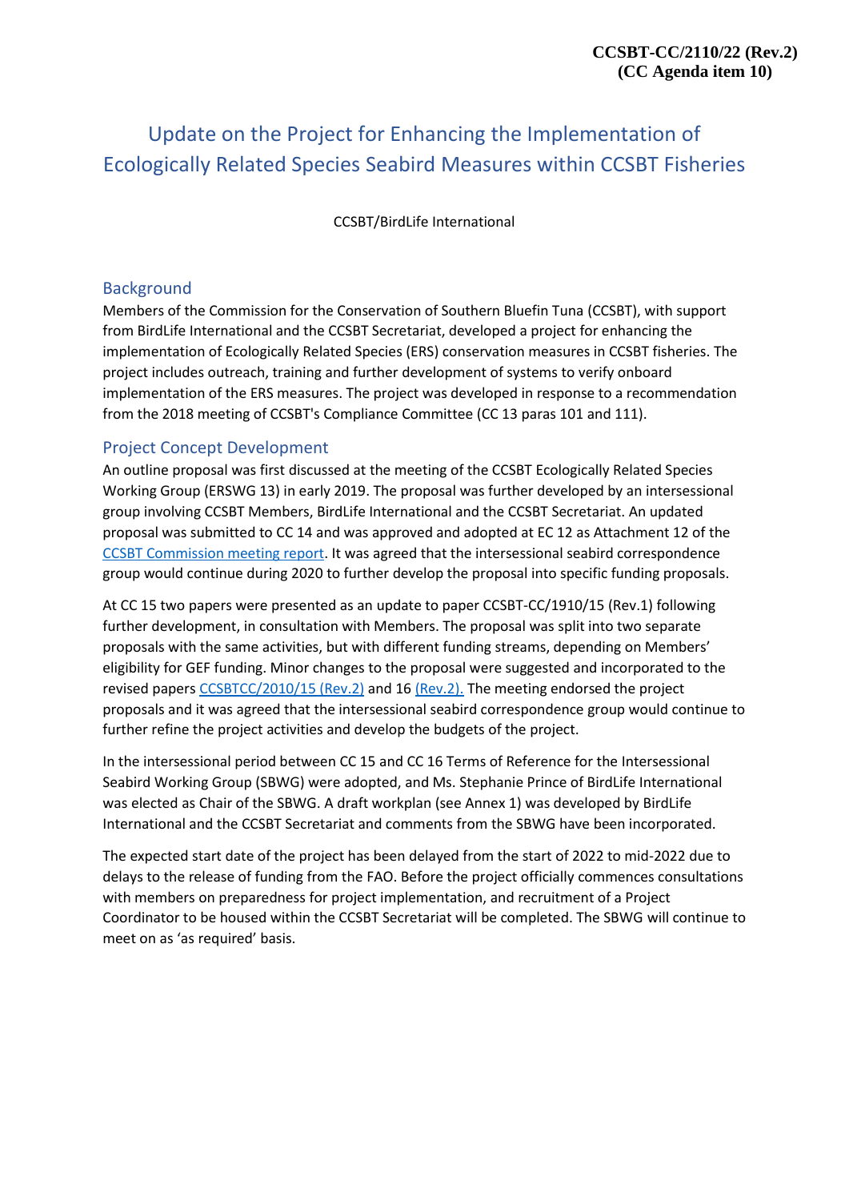**CCSBT-CC/2110/22 (Rev.2)**
**(CC Agenda item 10)**

# Update on the Project for Enhancing the Implementation of Ecologically Related Species Seabird Measures within CCSBT Fisheries

CCSBT/BirdLife International

## Background

Members of the Commission for the Conservation of Southern Bluefin Tuna (CCSBT), with support from BirdLife International and the CCSBT Secretariat, developed a project for enhancing the implementation of Ecologically Related Species (ERS) conservation measures in CCSBT fisheries. The project includes outreach, training and further development of systems to verify onboard implementation of the ERS measures. The project was developed in response to a recommendation from the 2018 meeting of CCSBT's Compliance Committee (CC 13 paras 101 and 111).

## Project Concept Development

An outline proposal was first discussed at the meeting of the CCSBT Ecologically Related Species Working Group (ERSWG 13) in early 2019. The proposal was further developed by an intersessional group involving CCSBT Members, BirdLife International and the CCSBT Secretariat. An updated proposal was submitted to CC 14 and was approved and adopted at EC 12 as Attachment 12 of the CCSBT Commission meeting report. It was agreed that the intersessional seabird correspondence group would continue during 2020 to further develop the proposal into specific funding proposals.

At CC 15 two papers were presented as an update to paper CCSBT-CC/1910/15 (Rev.1) following further development, in consultation with Members. The proposal was split into two separate proposals with the same activities, but with different funding streams, depending on Members' eligibility for GEF funding. Minor changes to the proposal were suggested and incorporated to the revised papers CCSBTCC/2010/15 (Rev.2) and 16 (Rev.2). The meeting endorsed the project proposals and it was agreed that the intersessional seabird correspondence group would continue to further refine the project activities and develop the budgets of the project.

In the intersessional period between CC 15 and CC 16 Terms of Reference for the Intersessional Seabird Working Group (SBWG) were adopted, and Ms. Stephanie Prince of BirdLife International was elected as Chair of the SBWG. A draft workplan (see Annex 1) was developed by BirdLife International and the CCSBT Secretariat and comments from the SBWG have been incorporated.

The expected start date of the project has been delayed from the start of 2022 to mid-2022 due to delays to the release of funding from the FAO. Before the project officially commences consultations with members on preparedness for project implementation, and recruitment of a Project Coordinator to be housed within the CCSBT Secretariat will be completed. The SBWG will continue to meet on as 'as required' basis.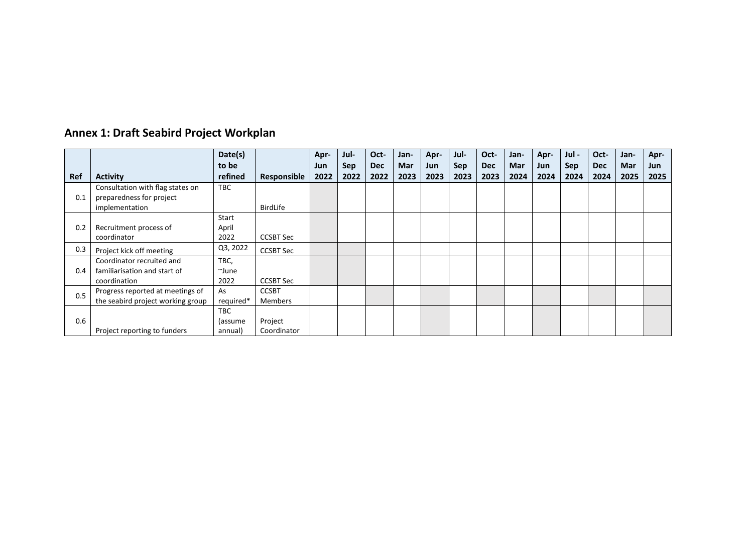## Annex 1: Draft Seabird Project Workplan

| Ref | Activity | Date(s) to be refined | Responsible | Apr-Jun 2022 | Jul-Sep 2022 | Oct-Dec 2022 | Jan-Mar 2023 | Apr-Jun 2023 | Jul-Sep 2023 | Oct-Dec 2023 | Jan-Mar 2024 | Apr-Jun 2024 | Jul - Sep 2024 | Oct-Dec 2024 | Jan-Mar 2025 | Apr-Jun 2025 |
|---|---|---|---|---|---|---|---|---|---|---|---|---|---|---|---|---|
| 0.1 | Consultation with flag states on preparedness for project implementation | TBC | BirdLife | | | | | | | | | | | | | |
| 0.2 | Recruitment process of coordinator | Start April 2022 | CCSBT Sec | | | | | | | | | | | | | |
| 0.3 | Project kick off meeting | Q3, 2022 | CCSBT Sec | | | | | | | | | | | | | |
| 0.4 | Coordinator recruited and familiarisation and start of coordination | TBC, ~June 2022 | CCSBT Sec | | | | | | | | | | | | | |
| 0.5 | Progress reported at meetings of the seabird project working group | As required* | CCSBT Members | | | | | | | | | | | | | |
| 0.6 | Project reporting to funders | TBC (assume annual) | Project Coordinator | | | | | | | | | | | | | |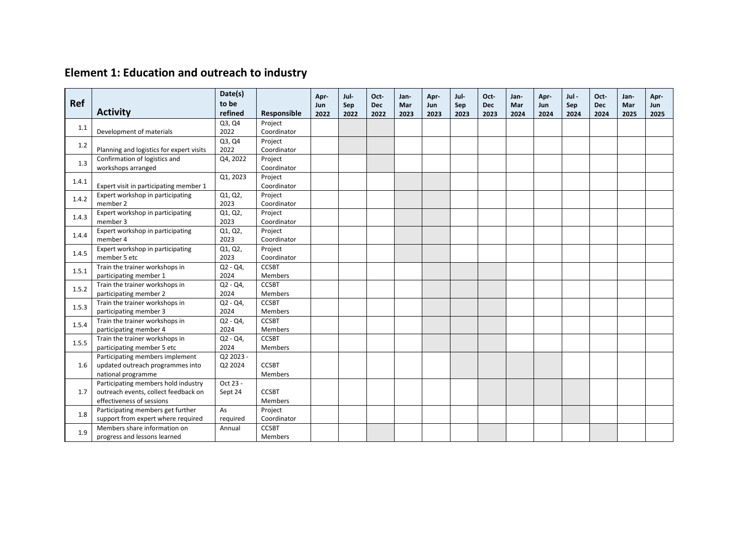## Element 1: Education and outreach to industry

| Ref | Activity | Date(s) to be refined | Responsible | Apr-Jun 2022 | Jul-Sep 2022 | Oct-Dec 2022 | Jan-Mar 2023 | Apr-Jun 2023 | Jul-Sep 2023 | Oct-Dec 2023 | Jan-Mar 2024 | Apr-Jun 2024 | Jul - Sep 2024 | Oct-Dec 2024 | Jan-Mar 2025 | Apr-Jun 2025 |
|---|---|---|---|---|---|---|---|---|---|---|---|---|---|---|---|---|
| 1.1 | Development of materials | Q3, Q4 2022 | Project Coordinator | | | | | | | | | | | | | |
| 1.2 | Planning and logistics for expert visits | Q3, Q4 2022 | Project Coordinator | | | | | | | | | | | | | |
| 1.3 | Confirmation of logistics and workshops arranged | Q4, 2022 | Project Coordinator | | | | | | | | | | | | | |
| 1.4.1 | Expert visit in participating member 1 | Q1, 2023 | Project Coordinator | | | | | | | | | | | | | |
| 1.4.2 | Expert workshop in participating member 2 | Q1, Q2, 2023 | Project Coordinator | | | | | | | | | | | | | |
| 1.4.3 | Expert workshop in participating member 3 | Q1, Q2, 2023 | Project Coordinator | | | | | | | | | | | | | |
| 1.4.4 | Expert workshop in participating member 4 | Q1, Q2, 2023 | Project Coordinator | | | | | | | | | | | | | |
| 1.4.5 | Expert workshop in participating member 5 etc | Q1, Q2, 2023 | Project Coordinator | | | | | | | | | | | | | |
| 1.5.1 | Train the trainer workshops in participating member 1 | Q2 - Q4, 2024 | CCSBT Members | | | | | | | | | | | | | |
| 1.5.2 | Train the trainer workshops in participating member 2 | Q2 - Q4, 2024 | CCSBT Members | | | | | | | | | | | | | |
| 1.5.3 | Train the trainer workshops in participating member 3 | Q2 - Q4, 2024 | CCSBT Members | | | | | | | | | | | | | |
| 1.5.4 | Train the trainer workshops in participating member 4 | Q2 - Q4, 2024 | CCSBT Members | | | | | | | | | | | | | |
| 1.5.5 | Train the trainer workshops in participating member 5 etc | Q2 - Q4, 2024 | CCSBT Members | | | | | | | | | | | | | |
| 1.6 | Participating members implement updated outreach programmes into national programme | Q2 2023 - Q2 2024 | CCSBT Members | | | | | | | | | | | | | |
| 1.7 | Participating members hold industry outreach events, collect feedback on effectiveness of sessions | Oct 23 - Sept 24 | CCSBT Members | | | | | | | | | | | | | |
| 1.8 | Participating members get further support from expert where required | As required | Project Coordinator | | | | | | | | | | | | | |
| 1.9 | Members share information on progress and lessons learned | Annual | CCSBT Members | | | | | | | | | | | | | |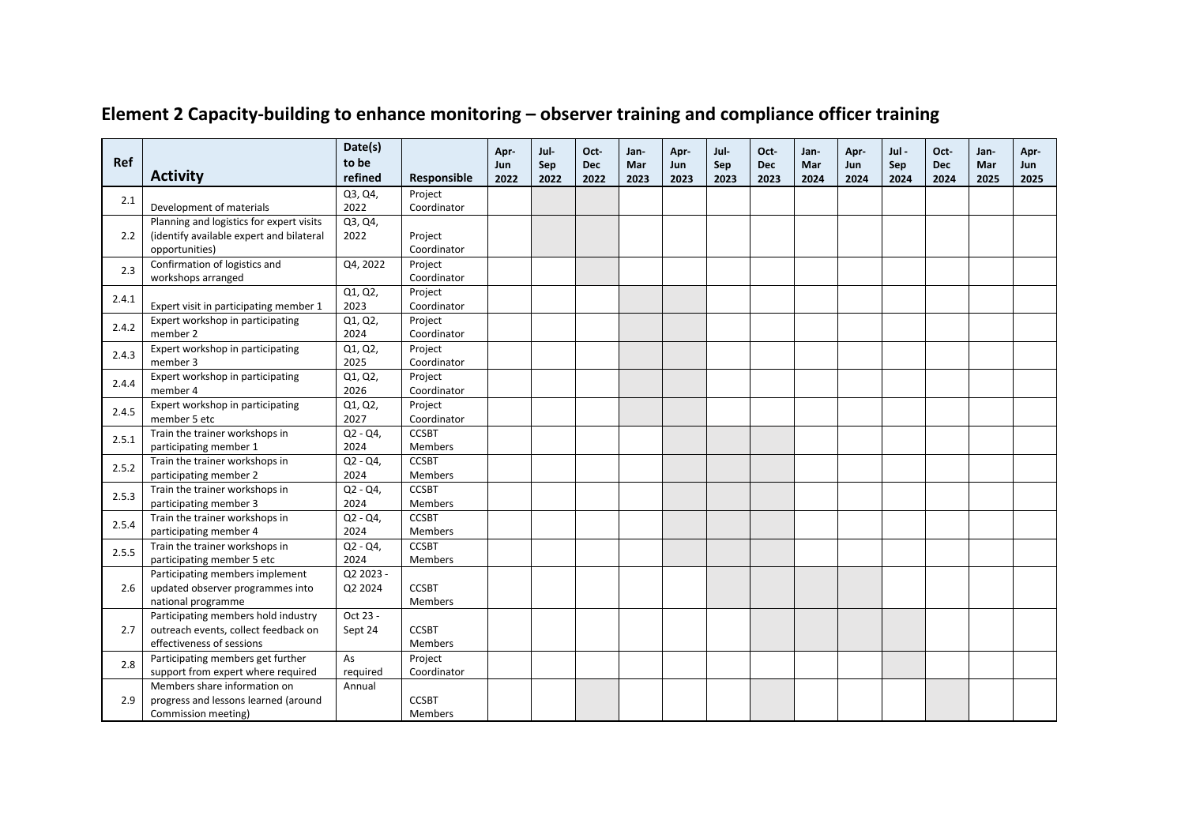## Element 2 Capacity-building to enhance monitoring – observer training and compliance officer training

| Ref | Activity | Date(s) to be refined | Responsible | Apr-Jun 2022 | Jul-Sep 2022 | Oct-Dec 2022 | Jan-Mar 2023 | Apr-Jun 2023 | Jul-Sep 2023 | Oct-Dec 2023 | Jan-Mar 2024 | Apr-Jun 2024 | Jul - Sep 2024 | Oct-Dec 2024 | Jan-Mar 2025 | Apr-Jun 2025 |
|---|---|---|---|---|---|---|---|---|---|---|---|---|---|---|---|---|
| 2.1 | Development of materials | Q3, Q4, 2022 | Project Coordinator | | | | | | | | | | | | | |
| 2.2 | Planning and logistics for expert visits (identify available expert and bilateral opportunities) | Q3, Q4, 2022 | Project Coordinator | | | | | | | | | | | | | |
| 2.3 | Confirmation of logistics and workshops arranged | Q4, 2022 | Project Coordinator | | | | | | | | | | | | | |
| 2.4.1 | Expert visit in participating member 1 | Q1, Q2, 2023 | Project Coordinator | | | | | | | | | | | | | |
| 2.4.2 | Expert workshop in participating member 2 | Q1, Q2, 2024 | Project Coordinator | | | | | | | | | | | | | |
| 2.4.3 | Expert workshop in participating member 3 | Q1, Q2, 2025 | Project Coordinator | | | | | | | | | | | | | |
| 2.4.4 | Expert workshop in participating member 4 | Q1, Q2, 2026 | Project Coordinator | | | | | | | | | | | | | |
| 2.4.5 | Expert workshop in participating member 5 etc | Q1, Q2, 2027 | Project Coordinator | | | | | | | | | | | | | |
| 2.5.1 | Train the trainer workshops in participating member 1 | Q2 - Q4, 2024 | CCSBT Members | | | | | | | | | | | | | |
| 2.5.2 | Train the trainer workshops in participating member 2 | Q2 - Q4, 2024 | CCSBT Members | | | | | | | | | | | | | |
| 2.5.3 | Train the trainer workshops in participating member 3 | Q2 - Q4, 2024 | CCSBT Members | | | | | | | | | | | | | |
| 2.5.4 | Train the trainer workshops in participating member 4 | Q2 - Q4, 2024 | CCSBT Members | | | | | | | | | | | | | |
| 2.5.5 | Train the trainer workshops in participating member 5 etc | Q2 - Q4, 2024 | CCSBT Members | | | | | | | | | | | | | |
| 2.6 | Participating members implement updated observer programmes into national programme | Q2 2023 - Q2 2024 | CCSBT Members | | | | | | | | | | | | | |
| 2.7 | Participating members hold industry outreach events, collect feedback on effectiveness of sessions | Oct 23 - Sept 24 | CCSBT Members | | | | | | | | | | | | | |
| 2.8 | Participating members get further support from expert where required | As required | Project Coordinator | | | | | | | | | | | | | |
| 2.9 | Members share information on progress and lessons learned (around Commission meeting) | Annual | CCSBT Members | | | | | | | | | | | | | |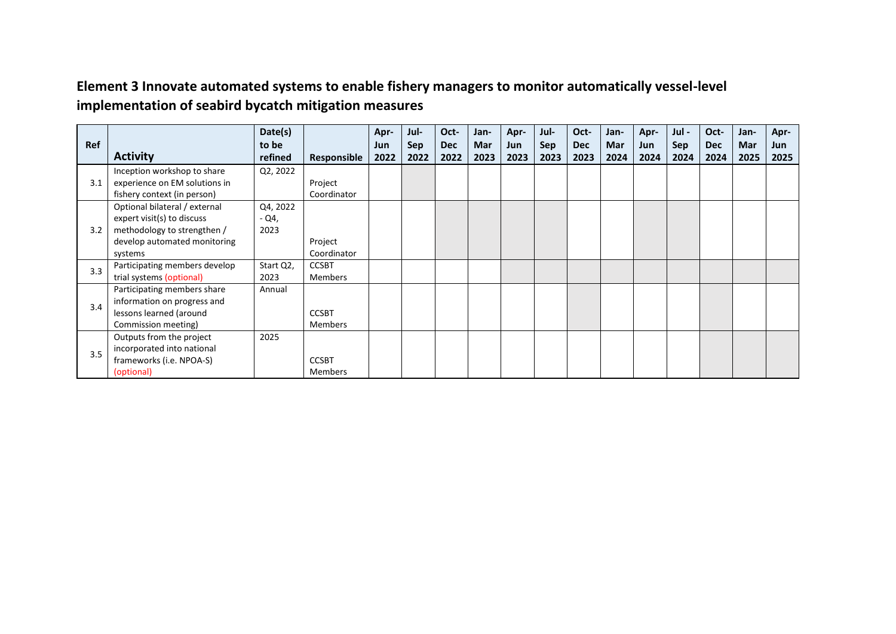## Element 3 Innovate automated systems to enable fishery managers to monitor automatically vessel-level implementation of seabird bycatch mitigation measures

| Ref | Activity | Date(s) to be refined | Responsible | Apr-Jun 2022 | Jul-Sep 2022 | Oct-Dec 2022 | Jan-Mar 2023 | Apr-Jun 2023 | Jul-Sep 2023 | Oct-Dec 2023 | Jan-Mar 2024 | Apr-Jun 2024 | Jul - Sep 2024 | Oct-Dec 2024 | Jan-Mar 2025 | Apr-Jun 2025 |
|---|---|---|---|---|---|---|---|---|---|---|---|---|---|---|---|---|
| 3.1 | Inception workshop to share experience on EM solutions in fishery context (in person) | Q2, 2022 | Project Coordinator | | | | | | | | | | | | | |
| 3.2 | Optional bilateral / external expert visit(s) to discuss methodology to strengthen / develop automated monitoring systems | Q4, 2022 - Q4, 2023 | Project Coordinator | | | | | | | | | | | | | |
| 3.3 | Participating members develop trial systems (optional) | Start Q2, 2023 | CCSBT Members | | | | | | | | | | | | | |
| 3.4 | Participating members share information on progress and lessons learned (around Commission meeting) | Annual | CCSBT Members | | | | | | | | | | | | | |
| 3.5 | Outputs from the project incorporated into national frameworks (i.e. NPOA-S) (optional) | 2025 | CCSBT Members | | | | | | | | | | | | | |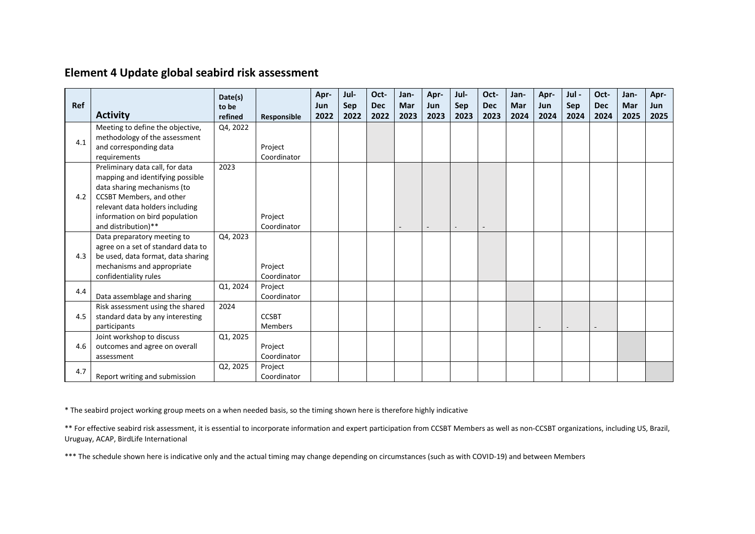## Element 4 Update global seabird risk assessment

| Ref | Activity | Date(s) to be refined | Responsible | Apr-Jun 2022 | Jul-Sep 2022 | Oct-Dec 2022 | Jan-Mar 2023 | Apr-Jun 2023 | Jul-Sep 2023 | Oct-Dec 2023 | Jan-Mar 2024 | Apr-Jun 2024 | Jul - Sep 2024 | Oct-Dec 2024 | Jan-Mar 2025 | Apr-Jun 2025 |
|---|---|---|---|---|---|---|---|---|---|---|---|---|---|---|---|---|
| 4.1 | Meeting to define the objective, methodology of the assessment and corresponding data requirements | Q4, 2022 | Project Coordinator | | | | | | | | | | | | | |
| 4.2 | Preliminary data call, for data mapping and identifying possible data sharing mechanisms (to CCSBT Members, and other relevant data holders including information on bird population and distribution)** | 2023 | Project Coordinator | | | | - | - | - | - | | | | | | |
| 4.3 | Data preparatory meeting to agree on a set of standard data to be used, data format, data sharing mechanisms and appropriate confidentiality rules | Q4, 2023 | Project Coordinator | | | | | | | | | | | | | |
| 4.4 | Data assemblage and sharing | Q1, 2024 | Project Coordinator | | | | | | | | | | | | | |
| 4.5 | Risk assessment using the shared standard data by any interesting participants | 2024 | CCSBT Members | | | | | | | | | - | - | - | | |
| 4.6 | Joint workshop to discuss outcomes and agree on overall assessment | Q1, 2025 | Project Coordinator | | | | | | | | | | | | | |
| 4.7 | Report writing and submission | Q2, 2025 | Project Coordinator | | | | | | | | | | | | | |

\* The seabird project working group meets on a when needed basis, so the timing shown here is therefore highly indicative

** For effective seabird risk assessment, it is essential to incorporate information and expert participation from CCSBT Members as well as non-CCSBT organizations, including US, Brazil, Uruguay, ACAP, BirdLife International

*** The schedule shown here is indicative only and the actual timing may change depending on circumstances (such as with COVID-19) and between Members